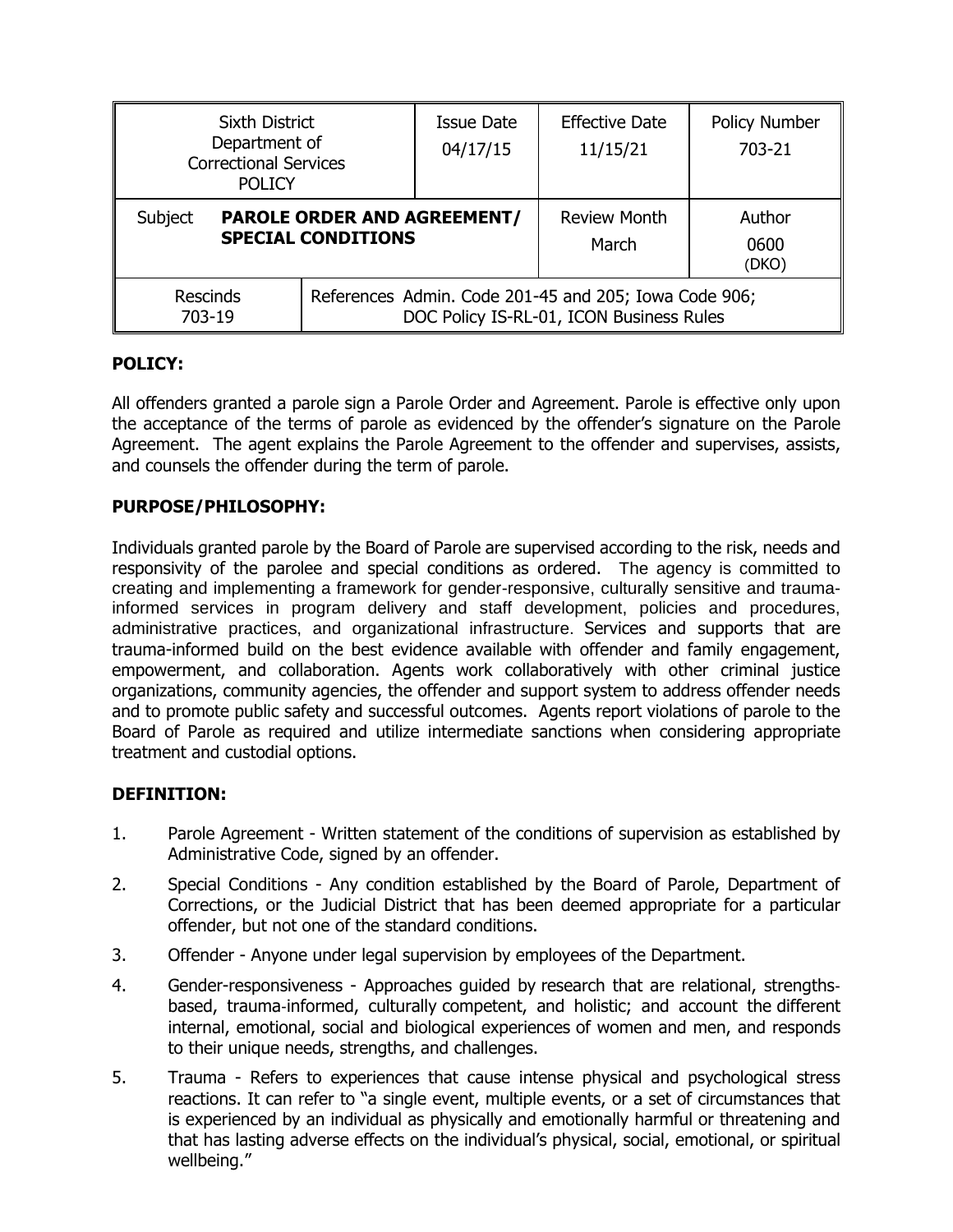| Sixth District Department of Correctional Services POLICY | | Issue Date 04/17/15 | Effective Date 11/15/21 | Policy Number 703-21 |
|---|---|---|---|---|
| Subject **PAROLE ORDER AND AGREEMENT/ SPECIAL CONDITIONS** | | | Review Month March | Author 0600 (DKO) |
| Rescinds 703-19 | References Admin. Code 201-45 and 205; Iowa Code 906; DOC Policy IS-RL-01, ICON Business Rules | | | |

## POLICY:

All offenders granted a parole sign a Parole Order and Agreement. Parole is effective only upon the acceptance of the terms of parole as evidenced by the offender's signature on the Parole Agreement. The agent explains the Parole Agreement to the offender and supervises, assists, and counsels the offender during the term of parole.

## PURPOSE/PHILOSOPHY:

Individuals granted parole by the Board of Parole are supervised according to the risk, needs and responsivity of the parolee and special conditions as ordered. The agency is committed to creating and implementing a framework for gender-responsive, culturally sensitive and trauma-informed services in program delivery and staff development, policies and procedures, administrative practices, and organizational infrastructure. Services and supports that are trauma-informed build on the best evidence available with offender and family engagement, empowerment, and collaboration. Agents work collaboratively with other criminal justice organizations, community agencies, the offender and support system to address offender needs and to promote public safety and successful outcomes. Agents report violations of parole to the Board of Parole as required and utilize intermediate sanctions when considering appropriate treatment and custodial options.

## DEFINITION:

1. Parole Agreement - Written statement of the conditions of supervision as established by Administrative Code, signed by an offender.
2. Special Conditions - Any condition established by the Board of Parole, Department of Corrections, or the Judicial District that has been deemed appropriate for a particular offender, but not one of the standard conditions.
3. Offender - Anyone under legal supervision by employees of the Department.
4. Gender-responsiveness - Approaches guided by research that are relational, strengths-based, trauma-informed, culturally competent, and holistic; and account the different internal, emotional, social and biological experiences of women and men, and responds to their unique needs, strengths, and challenges.
5. Trauma - Refers to experiences that cause intense physical and psychological stress reactions. It can refer to "a single event, multiple events, or a set of circumstances that is experienced by an individual as physically and emotionally harmful or threatening and that has lasting adverse effects on the individual's physical, social, emotional, or spiritual wellbeing."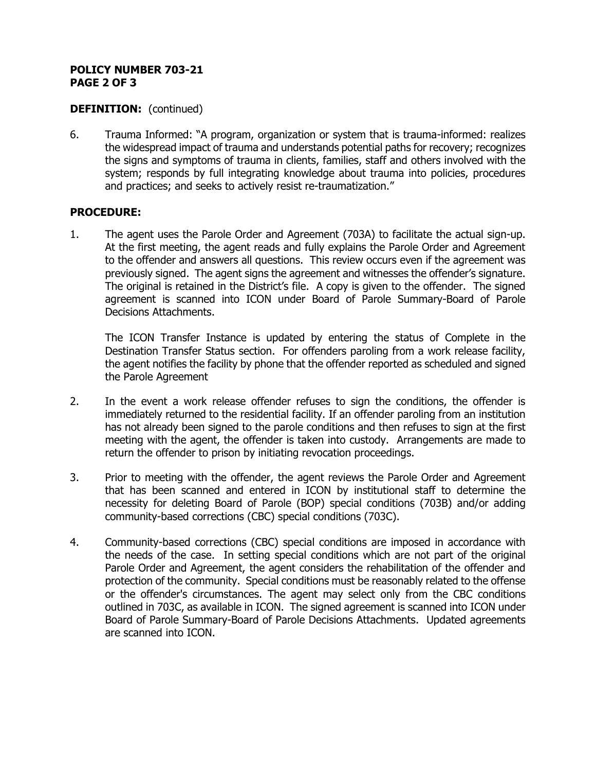**DEFINITION:** (continued)

6. Trauma Informed: "A program, organization or system that is trauma-informed: realizes the widespread impact of trauma and understands potential paths for recovery; recognizes the signs and symptoms of trauma in clients, families, staff and others involved with the system; responds by full integrating knowledge about trauma into policies, procedures and practices; and seeks to actively resist re-traumatization."

**PROCEDURE:**

1. The agent uses the Parole Order and Agreement (703A) to facilitate the actual sign-up. At the first meeting, the agent reads and fully explains the Parole Order and Agreement to the offender and answers all questions. This review occurs even if the agreement was previously signed. The agent signs the agreement and witnesses the offender's signature. The original is retained in the District's file. A copy is given to the offender. The signed agreement is scanned into ICON under Board of Parole Summary-Board of Parole Decisions Attachments.

   The ICON Transfer Instance is updated by entering the status of Complete in the Destination Transfer Status section. For offenders paroling from a work release facility, the agent notifies the facility by phone that the offender reported as scheduled and signed the Parole Agreement

2. In the event a work release offender refuses to sign the conditions, the offender is immediately returned to the residential facility. If an offender paroling from an institution has not already been signed to the parole conditions and then refuses to sign at the first meeting with the agent, the offender is taken into custody. Arrangements are made to return the offender to prison by initiating revocation proceedings.

3. Prior to meeting with the offender, the agent reviews the Parole Order and Agreement that has been scanned and entered in ICON by institutional staff to determine the necessity for deleting Board of Parole (BOP) special conditions (703B) and/or adding community-based corrections (CBC) special conditions (703C).

4. Community-based corrections (CBC) special conditions are imposed in accordance with the needs of the case. In setting special conditions which are not part of the original Parole Order and Agreement, the agent considers the rehabilitation of the offender and protection of the community. Special conditions must be reasonably related to the offense or the offender's circumstances. The agent may select only from the CBC conditions outlined in 703C, as available in ICON. The signed agreement is scanned into ICON under Board of Parole Summary-Board of Parole Decisions Attachments. Updated agreements are scanned into ICON.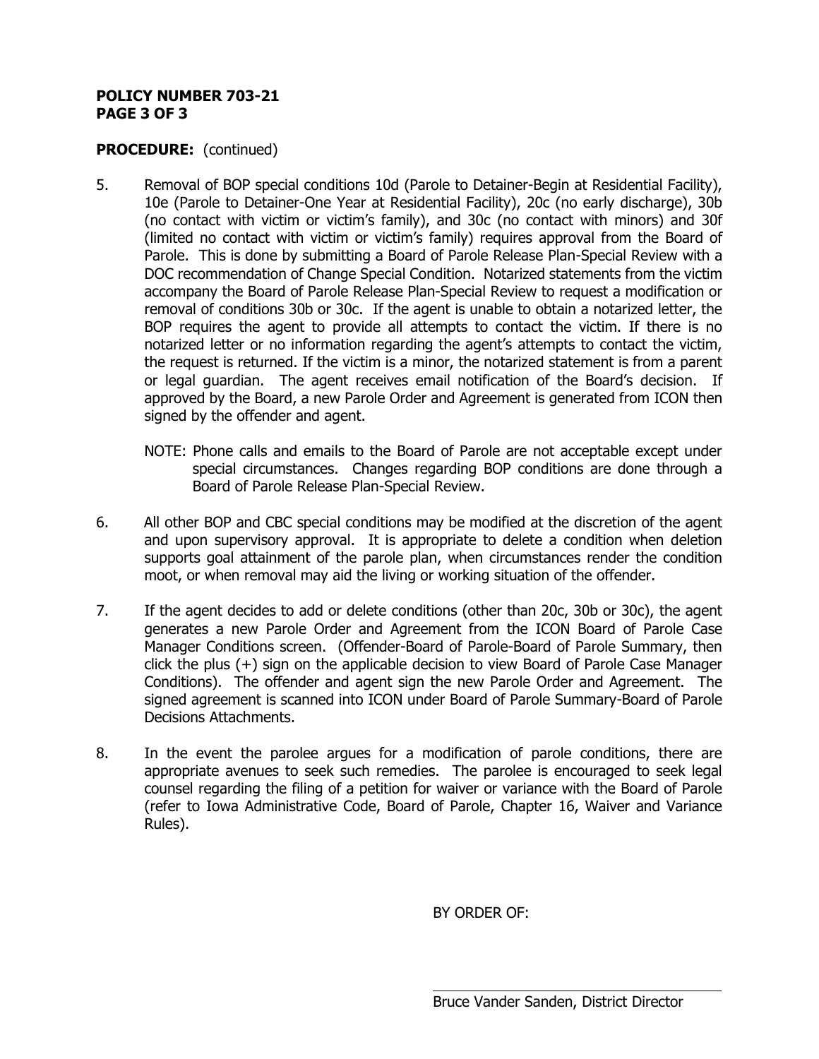**PROCEDURE:** (continued)

5. Removal of BOP special conditions 10d (Parole to Detainer-Begin at Residential Facility), 10e (Parole to Detainer-One Year at Residential Facility), 20c (no early discharge), 30b (no contact with victim or victim's family), and 30c (no contact with minors) and 30f (limited no contact with victim or victim's family) requires approval from the Board of Parole. This is done by submitting a Board of Parole Release Plan-Special Review with a DOC recommendation of Change Special Condition. Notarized statements from the victim accompany the Board of Parole Release Plan-Special Review to request a modification or removal of conditions 30b or 30c. If the agent is unable to obtain a notarized letter, the BOP requires the agent to provide all attempts to contact the victim. If there is no notarized letter or no information regarding the agent's attempts to contact the victim, the request is returned. If the victim is a minor, the notarized statement is from a parent or legal guardian. The agent receives email notification of the Board's decision. If approved by the Board, a new Parole Order and Agreement is generated from ICON then signed by the offender and agent.

   NOTE: Phone calls and emails to the Board of Parole are not acceptable except under special circumstances. Changes regarding BOP conditions are done through a Board of Parole Release Plan-Special Review.

6. All other BOP and CBC special conditions may be modified at the discretion of the agent and upon supervisory approval. It is appropriate to delete a condition when deletion supports goal attainment of the parole plan, when circumstances render the condition moot, or when removal may aid the living or working situation of the offender.

7. If the agent decides to add or delete conditions (other than 20c, 30b or 30c), the agent generates a new Parole Order and Agreement from the ICON Board of Parole Case Manager Conditions screen. (Offender-Board of Parole-Board of Parole Summary, then click the plus (+) sign on the applicable decision to view Board of Parole Case Manager Conditions). The offender and agent sign the new Parole Order and Agreement. The signed agreement is scanned into ICON under Board of Parole Summary-Board of Parole Decisions Attachments.

8. In the event the parolee argues for a modification of parole conditions, there are appropriate avenues to seek such remedies. The parolee is encouraged to seek legal counsel regarding the filing of a petition for waiver or variance with the Board of Parole (refer to Iowa Administrative Code, Board of Parole, Chapter 16, Waiver and Variance Rules).

BY ORDER OF:

Bruce Vander Sanden, District Director